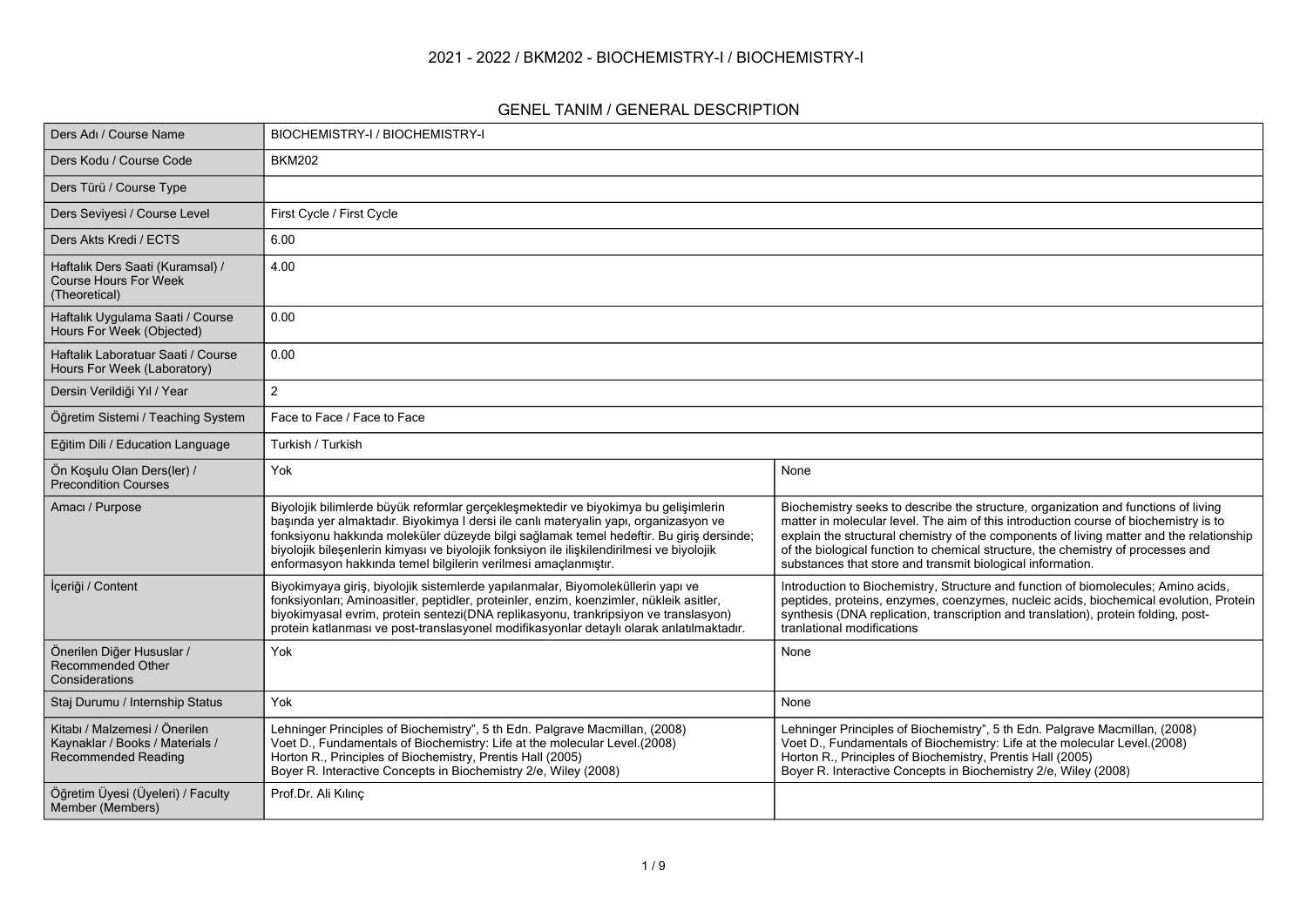# 2021 - 2022 / BKM202 - BIOCHEMISTRY-I / BIOCHEMISTRY-I

## GENEL TANIM / GENERAL DESCRIPTION

| | | |
|---|---|---|
| Ders Adı / Course Name | BIOCHEMISTRY-I / BIOCHEMISTRY-I | |
| Ders Kodu / Course Code | BKM202 | |
| Ders Türü / Course Type | | |
| Ders Seviyesi / Course Level | First Cycle / First Cycle | |
| Ders Akts Kredi / ECTS | 6.00 | |
| Haftalık Ders Saati (Kuramsal) / Course Hours For Week (Theoretical) | 4.00 | |
| Haftalık Uygulama Saati / Course Hours For Week (Objected) | 0.00 | |
| Haftalık Laboratuar Saati / Course Hours For Week (Laboratory) | 0.00 | |
| Dersin Verildiği Yıl / Year | 2 | |
| Öğretim Sistemi / Teaching System | Face to Face / Face to Face | |
| Eğitim Dili / Education Language | Turkish / Turkish | |
| Ön Koşulu Olan Ders(ler) / Precondition Courses | Yok | None |
| Amacı / Purpose | Biyolojik bilimlerde büyük reformlar gerçekleşmektedir ve biyokimya bu gelişimlerin başında yer almaktadır. Biyokimya I dersi ile canlı materyalin yapı, organizasyon ve fonksiyonu hakkında moleküler düzeyde bilgi sağlamak temel hedeftir. Bu giriş dersinde; biyolojik bileşenlerin kimyası ve biyolojik fonksiyon ile ilişkilendirilmesi ve biyolojik enformasyon hakkında temel bilgilerin verilmesi amaçlanmıştır. | Biochemistry seeks to describe the structure, organization and functions of living matter in molecular level. The aim of this introduction course of biochemistry is to explain the structural chemistry of the components of living matter and the relationship of the biological function to chemical structure, the chemistry of processes and substances that store and transmit biological information. |
| İçeriği / Content | Biyokimyaya giriş, biyolojik sistemlerde yapılanmalar, Biyomoleküllerin yapı ve fonksiyonları; Aminoasitler, peptidler, proteinler, enzim, koenzimler, nükleik asitler, biyokimyasal evrim, protein sentezi(DNA replikasyonu, trankripsiyon ve translasyon) protein katlanması ve post-translasyonel modifikasyonlar detaylı olarak anlatılmaktadır. | Introduction to Biochemistry, Structure and function of biomolecules; Amino acids, peptides, proteins, enzymes, coenzymes, nucleic acids, biochemical evolution, Protein synthesis (DNA replication, transcription and translation), protein folding, post-tranlational modifications |
| Önerilen Diğer Hususlar / Recommended Other Considerations | Yok | None |
| Staj Durumu / Internship Status | Yok | None |
| Kitabı / Malzemesi / Önerilen Kaynaklar / Books / Materials / Recommended Reading | Lehninger Principles of Biochemistry", 5 th Edn. Palgrave Macmillan, (2008)<br>Voet D., Fundamentals of Biochemistry: Life at the molecular Level.(2008)<br>Horton R., Principles of Biochemistry, Prentis Hall (2005)<br>Boyer R. Interactive Concepts in Biochemistry 2/e, Wiley (2008) | Lehninger Principles of Biochemistry", 5 th Edn. Palgrave Macmillan, (2008)<br>Voet D., Fundamentals of Biochemistry: Life at the molecular Level.(2008)<br>Horton R., Principles of Biochemistry, Prentis Hall (2005)<br>Boyer R. Interactive Concepts in Biochemistry 2/e, Wiley (2008) |
| Öğretim Üyesi (Üyeleri) / Faculty Member (Members) | Prof.Dr. Ali Kılınç | |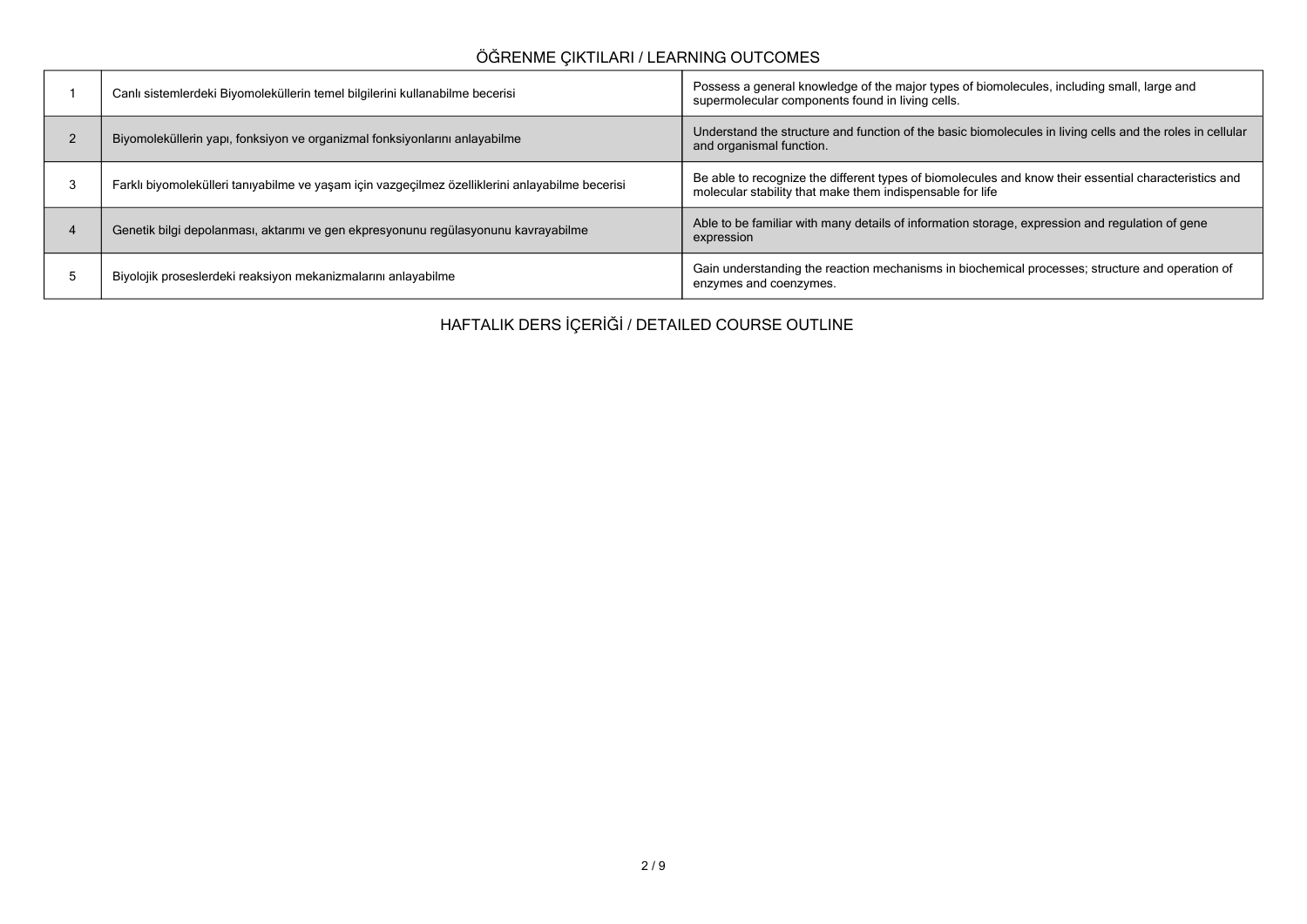## ÖĞRENME ÇIKTILARI / LEARNING OUTCOMES

| | | |
|---|---|---|
| 1 | Canlı sistemlerdeki Biyomoleküllerin temel bilgilerini kullanabilme becerisi | Possess a general knowledge of the major types of biomolecules, including small, large and supermolecular components found in living cells. |
| 2 | Biyomoleküllerin yapı, fonksiyon ve organizmal fonksiyonlarını anlayabilme | Understand the structure and function of the basic biomolecules in living cells and the roles in cellular and organismal function. |
| 3 | Farklı biyomolekülleri tanıyabilme ve yaşam için vazgeçilmez özelliklerini anlayabilme becerisi | Be able to recognize the different types of biomolecules and know their essential characteristics and molecular stability that make them indispensable for life |
| 4 | Genetik bilgi depolanması, aktarımı ve gen ekpresyonunu regülasyonunu kavrayabilme | Able to be familiar with many details of information storage, expression and regulation of gene expression |
| 5 | Biyolojik proseslerdeki reaksiyon mekanizmalarını anlayabilme | Gain understanding the reaction mechanisms in biochemical processes; structure and operation of enzymes and coenzymes. |

## HAFTALIK DERS İÇERİĞİ / DETAILED COURSE OUTLINE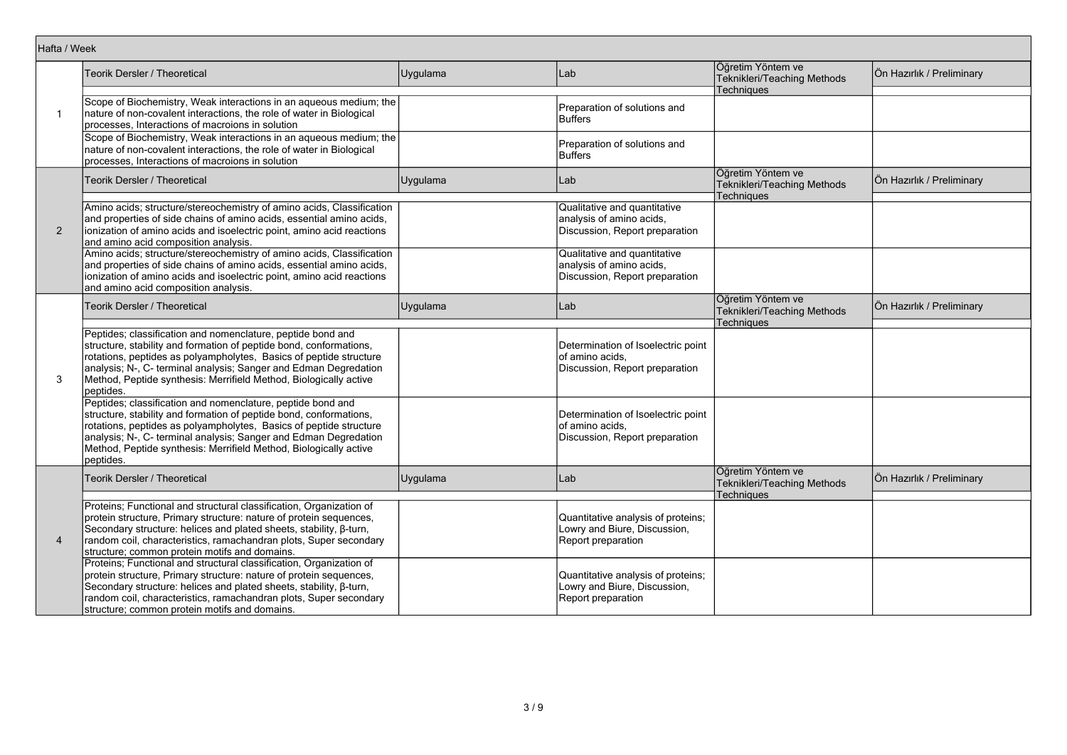Hafta / Week

| Hafta | Teorik Dersler / Theoretical | Uygulama | Lab | Öğretim Yöntem ve Teknikleri/Teaching Methods Techniques | Ön Hazırlık / Preliminary |
|---|---|---|---|---|---|
| 1 | Scope of Biochemistry, Weak interactions in an aqueous medium; the nature of non-covalent interactions, the role of water in Biological processes, Interactions of macroions in solution | | Preparation of solutions and Buffers | | |
| | Scope of Biochemistry, Weak interactions in an aqueous medium; the nature of non-covalent interactions, the role of water in Biological processes, Interactions of macroions in solution | | Preparation of solutions and Buffers | | |
| 2 | Amino acids; structure/stereochemistry of amino acids, Classification and properties of side chains of amino acids, essential amino acids, ionization of amino acids and isoelectric point, amino acid reactions and amino acid composition analysis. | | Qualitative and quantitative analysis of amino acids, Discussion, Report preparation | | |
| | Amino acids; structure/stereochemistry of amino acids, Classification and properties of side chains of amino acids, essential amino acids, ionization of amino acids and isoelectric point, amino acid reactions and amino acid composition analysis. | | Qualitative and quantitative analysis of amino acids, Discussion, Report preparation | | |
| 3 | Peptides; classification and nomenclature, peptide bond and structure, stability and formation of peptide bond, conformations, rotations, peptides as polyampholytes, Basics of peptide structure analysis; N-, C- terminal analysis; Sanger and Edman Degredation Method, Peptide synthesis: Merrifield Method, Biologically active peptides. | | Determination of Isoelectric point of amino acids, Discussion, Report preparation | | |
| | Peptides; classification and nomenclature, peptide bond and structure, stability and formation of peptide bond, conformations, rotations, peptides as polyampholytes, Basics of peptide structure analysis; N-, C- terminal analysis; Sanger and Edman Degredation Method, Peptide synthesis: Merrifield Method, Biologically active peptides. | | Determination of Isoelectric point of amino acids, Discussion, Report preparation | | |
| 4 | Proteins; Functional and structural classification, Organization of protein structure, Primary structure: nature of protein sequences, Secondary structure: helices and plated sheets, stability, β-turn, random coil, characteristics, ramachandran plots, Super secondary structure; common protein motifs and domains. | | Quantitative analysis of proteins; Lowry and Biure, Discussion, Report preparation | | |
| | Proteins; Functional and structural classification, Organization of protein structure, Primary structure: nature of protein sequences, Secondary structure: helices and plated sheets, stability, β-turn, random coil, characteristics, ramachandran plots, Super secondary structure; common protein motifs and domains. | | Quantitative analysis of proteins; Lowry and Biure, Discussion, Report preparation | | |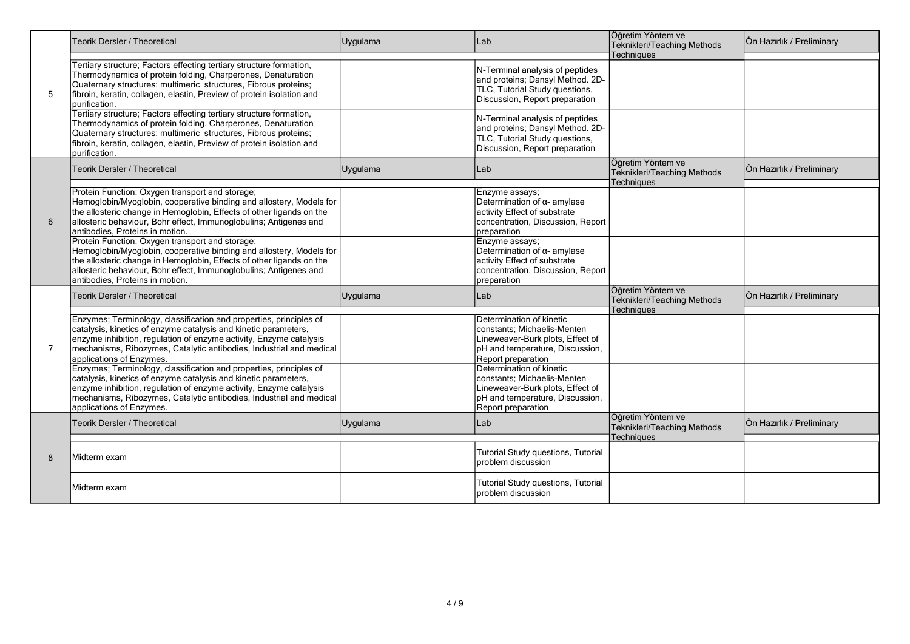| | Teorik Dersler / Theoretical | Uygulama | Lab | Öğretim Yöntem ve Teknikleri/Teaching Methods Techniques | Ön Hazırlık / Preliminary |
|---|---|---|---|---|---|
| 5 | Tertiary structure; Factors effecting tertiary structure formation, Thermodynamics of protein folding, Charperones, Denaturation Quaternary structures: multimeric structures, Fibrous proteins; fibroin, keratin, collagen, elastin, Preview of protein isolation and purification. | | N-Terminal analysis of peptides and proteins; Dansyl Method. 2D-TLC, Tutorial Study questions, Discussion, Report preparation | | |
| | Tertiary structure; Factors effecting tertiary structure formation, Thermodynamics of protein folding, Charperones, Denaturation Quaternary structures: multimeric structures, Fibrous proteins; fibroin, keratin, collagen, elastin, Preview of protein isolation and purification. | | N-Terminal analysis of peptides and proteins; Dansyl Method. 2D-TLC, Tutorial Study questions, Discussion, Report preparation | | |
| | Teorik Dersler / Theoretical | Uygulama | Lab | Öğretim Yöntem ve Teknikleri/Teaching Methods Techniques | Ön Hazırlık / Preliminary |
| 6 | Protein Function: Oxygen transport and storage; Hemoglobin/Myoglobin, cooperative binding and allostery, Models for the allosteric change in Hemoglobin, Effects of other ligands on the allosteric behaviour, Bohr effect, Immunoglobulins; Antigenes and antibodies, Proteins in motion. | | Enzyme assays; Determination of α- amylase activity Effect of substrate concentration, Discussion, Report preparation | | |
| | Protein Function: Oxygen transport and storage; Hemoglobin/Myoglobin, cooperative binding and allostery, Models for the allosteric change in Hemoglobin, Effects of other ligands on the allosteric behaviour, Bohr effect, Immunoglobulins; Antigenes and antibodies, Proteins in motion. | | Enzyme assays; Determination of α- amylase activity Effect of substrate concentration, Discussion, Report preparation | | |
| | Teorik Dersler / Theoretical | Uygulama | Lab | Öğretim Yöntem ve Teknikleri/Teaching Methods Techniques | Ön Hazırlık / Preliminary |
| 7 | Enzymes; Terminology, classification and properties, principles of catalysis, kinetics of enzyme catalysis and kinetic parameters, enzyme inhibition, regulation of enzyme activity, Enzyme catalysis mechanisms, Ribozymes, Catalytic antibodies, Industrial and medical applications of Enzymes. | | Determination of kinetic constants; Michaelis-Menten Lineweaver-Burk plots, Effect of pH and temperature, Discussion, Report preparation | | |
| | Enzymes; Terminology, classification and properties, principles of catalysis, kinetics of enzyme catalysis and kinetic parameters, enzyme inhibition, regulation of enzyme activity, Enzyme catalysis mechanisms, Ribozymes, Catalytic antibodies, Industrial and medical applications of Enzymes. | | Determination of kinetic constants; Michaelis-Menten Lineweaver-Burk plots, Effect of pH and temperature, Discussion, Report preparation | | |
| | Teorik Dersler / Theoretical | Uygulama | Lab | Öğretim Yöntem ve Teknikleri/Teaching Methods Techniques | Ön Hazırlık / Preliminary |
| 8 | Midterm exam | | Tutorial Study questions, Tutorial problem discussion | | |
| | Midterm exam | | Tutorial Study questions, Tutorial problem discussion | | |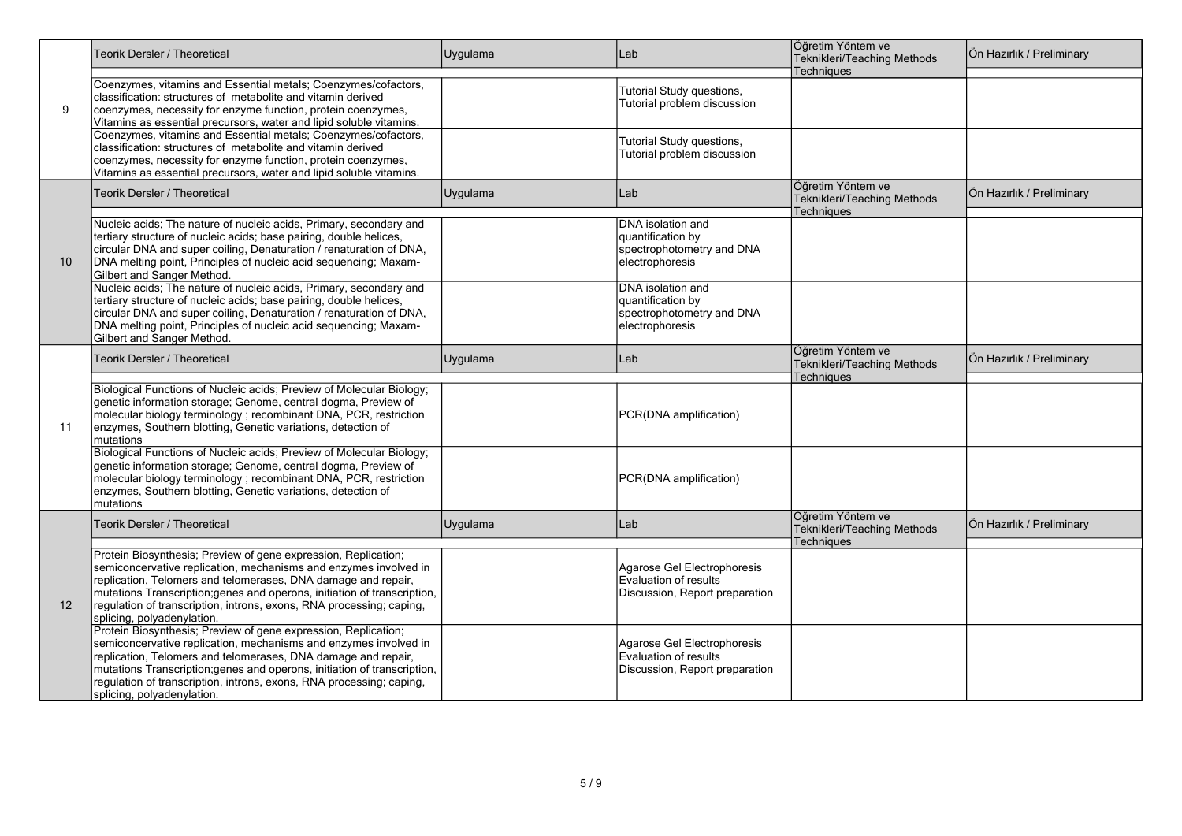| | Teorik Dersler / Theoretical | Uygulama | Lab | Öğretim Yöntem ve Teknikleri/Teaching Methods Techniques | Ön Hazırlık / Preliminary |
|---|---|---|---|---|---|
| 9 | Coenzymes, vitamins and Essential metals; Coenzymes/cofactors, classification: structures of metabolite and vitamin derived coenzymes, necessity for enzyme function, protein coenzymes, Vitamins as essential precursors, water and lipid soluble vitamins. | | Tutorial Study questions, Tutorial problem discussion | | |
| | Coenzymes, vitamins and Essential metals; Coenzymes/cofactors, classification: structures of metabolite and vitamin derived coenzymes, necessity for enzyme function, protein coenzymes, Vitamins as essential precursors, water and lipid soluble vitamins. | | Tutorial Study questions, Tutorial problem discussion | | |
| | Teorik Dersler / Theoretical | Uygulama | Lab | Öğretim Yöntem ve Teknikleri/Teaching Methods Techniques | Ön Hazırlık / Preliminary |
| 10 | Nucleic acids; The nature of nucleic acids, Primary, secondary and tertiary structure of nucleic acids; base pairing, double helices, circular DNA and super coiling, Denaturation / renaturation of DNA, DNA melting point, Principles of nucleic acid sequencing; Maxam-Gilbert and Sanger Method. | | DNA isolation and quantification by spectrophotometry and DNA electrophoresis | | |
| | Nucleic acids; The nature of nucleic acids, Primary, secondary and tertiary structure of nucleic acids; base pairing, double helices, circular DNA and super coiling, Denaturation / renaturation of DNA, DNA melting point, Principles of nucleic acid sequencing; Maxam-Gilbert and Sanger Method. | | DNA isolation and quantification by spectrophotometry and DNA electrophoresis | | |
| | Teorik Dersler / Theoretical | Uygulama | Lab | Öğretim Yöntem ve Teknikleri/Teaching Methods Techniques | Ön Hazırlık / Preliminary |
| 11 | Biological Functions of Nucleic acids; Preview of Molecular Biology; genetic information storage; Genome, central dogma, Preview of molecular biology terminology ; recombinant DNA, PCR, restriction enzymes, Southern blotting, Genetic variations, detection of mutations | | PCR(DNA amplification) | | |
| | Biological Functions of Nucleic acids; Preview of Molecular Biology; genetic information storage; Genome, central dogma, Preview of molecular biology terminology ; recombinant DNA, PCR, restriction enzymes, Southern blotting, Genetic variations, detection of mutations | | PCR(DNA amplification) | | |
| | Teorik Dersler / Theoretical | Uygulama | Lab | Öğretim Yöntem ve Teknikleri/Teaching Methods Techniques | Ön Hazırlık / Preliminary |
| 12 | Protein Biosynthesis; Preview of gene expression, Replication; semiconcervative replication, mechanisms and enzymes involved in replication, Telomers and telomerases, DNA damage and repair, mutations Transcription;genes and operons, initiation of transcription, regulation of transcription, introns, exons, RNA processing; caping, splicing, polyadenylation. | | Agarose Gel Electrophoresis Evaluation of results Discussion, Report preparation | | |
| | Protein Biosynthesis; Preview of gene expression, Replication; semiconcervative replication, mechanisms and enzymes involved in replication, Telomers and telomerases, DNA damage and repair, mutations Transcription;genes and operons, initiation of transcription, regulation of transcription, introns, exons, RNA processing; caping, splicing, polyadenylation. | | Agarose Gel Electrophoresis Evaluation of results Discussion, Report preparation | | |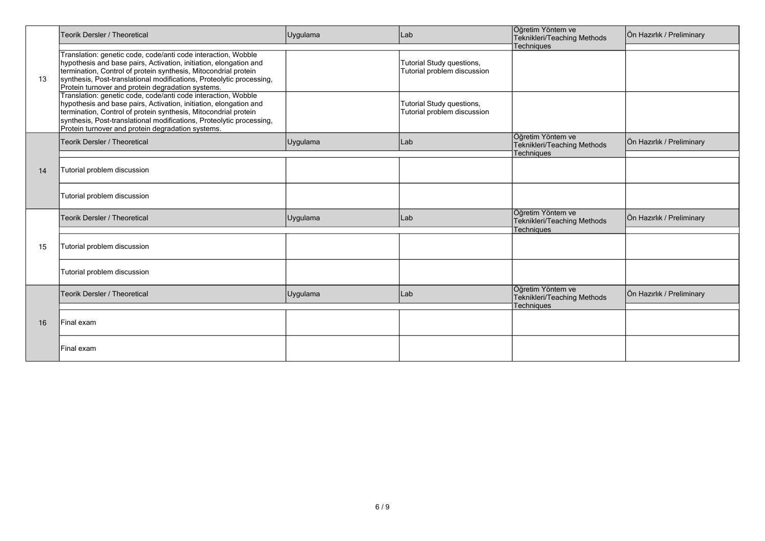| | Teorik Dersler / Theoretical | Uygulama | Lab | Öğretim Yöntem ve Teknikleri/Teaching Methods Techniques | Ön Hazırlık / Preliminary |
|---|---|---|---|---|---|
| 13 | Translation: genetic code, code/anti code interaction, Wobble hypothesis and base pairs, Activation, initiation, elongation and termination, Control of protein synthesis, Mitocondrial protein synthesis, Post-translational modifications, Proteolytic processing, Protein turnover and protein degradation systems. | | Tutorial Study questions, Tutorial problem discussion | | |
| | Translation: genetic code, code/anti code interaction, Wobble hypothesis and base pairs, Activation, initiation, elongation and termination, Control of protein synthesis, Mitocondrial protein synthesis, Post-translational modifications, Proteolytic processing, Protein turnover and protein degradation systems. | | Tutorial Study questions, Tutorial problem discussion | | |
| | Teorik Dersler / Theoretical | Uygulama | Lab | Öğretim Yöntem ve Teknikleri/Teaching Methods Techniques | Ön Hazırlık / Preliminary |
| 14 | Tutorial problem discussion | | | | |
| | Tutorial problem discussion | | | | |
| | Teorik Dersler / Theoretical | Uygulama | Lab | Öğretim Yöntem ve Teknikleri/Teaching Methods Techniques | Ön Hazırlık / Preliminary |
| 15 | Tutorial problem discussion | | | | |
| | Tutorial problem discussion | | | | |
| | Teorik Dersler / Theoretical | Uygulama | Lab | Öğretim Yöntem ve Teknikleri/Teaching Methods Techniques | Ön Hazırlık / Preliminary |
| 16 | Final exam | | | | |
| | Final exam | | | | |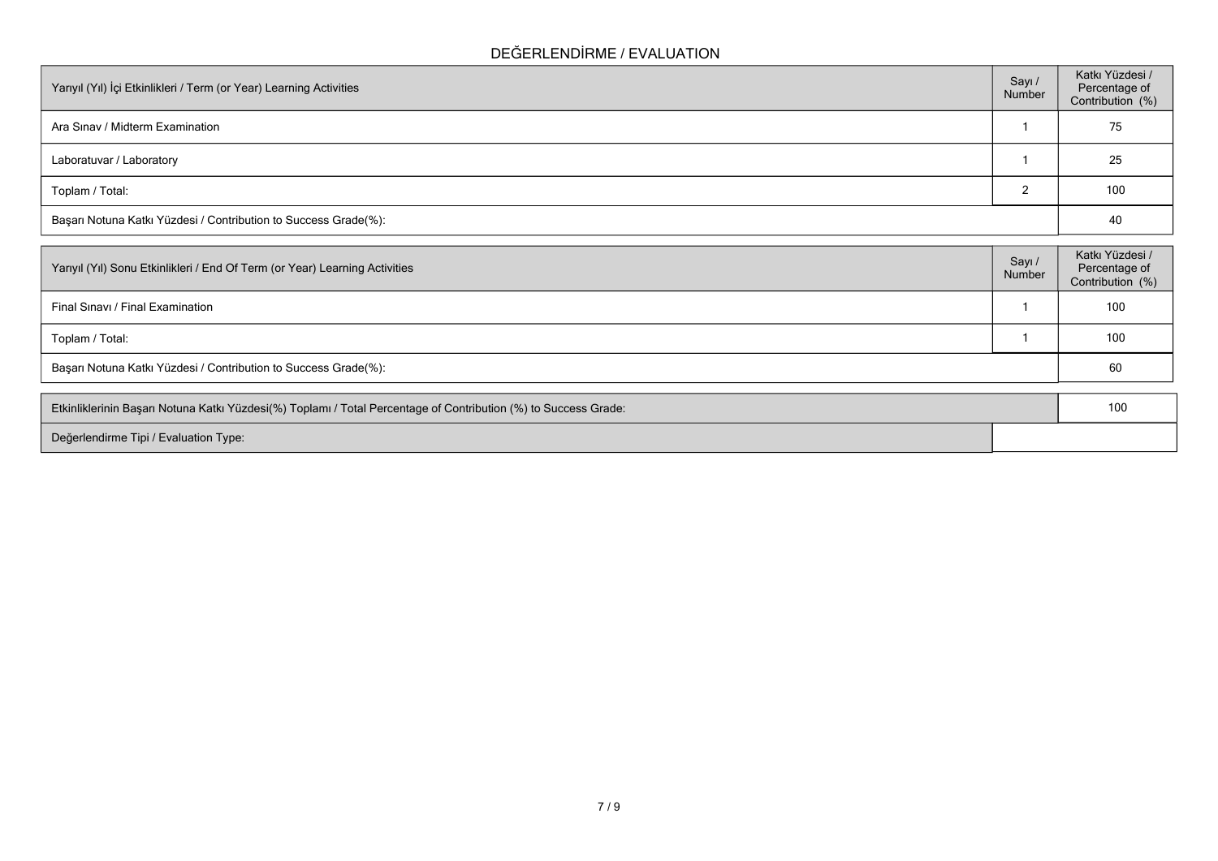## DEĞERLENDİRME / EVALUATION

| Yarıyıl (Yıl) İçi Etkinlikleri / Term (or Year) Learning Activities | Sayı / Number | Katkı Yüzdesi / Percentage of Contribution (%) |
|---|---|---|
| Ara Sınav / Midterm Examination | 1 | 75 |
| Laboratuvar / Laboratory | 1 | 25 |
| Toplam / Total: | 2 | 100 |
| Başarı Notuna Katkı Yüzdesi / Contribution to Success Grade(%): | | 40 |

| Yarıyıl (Yıl) Sonu Etkinlikleri / End Of Term (or Year) Learning Activities | Sayı / Number | Katkı Yüzdesi / Percentage of Contribution (%) |
|---|---|---|
| Final Sınavı / Final Examination | 1 | 100 |
| Toplam / Total: | 1 | 100 |
| Başarı Notuna Katkı Yüzdesi / Contribution to Success Grade(%): | | 60 |

| Etkinliklerinin Başarı Notuna Katkı Yüzdesi(%) Toplamı / Total Percentage of Contribution (%) to Success Grade: | 100 |
|---|---|
| Değerlendirme Tipi / Evaluation Type: | |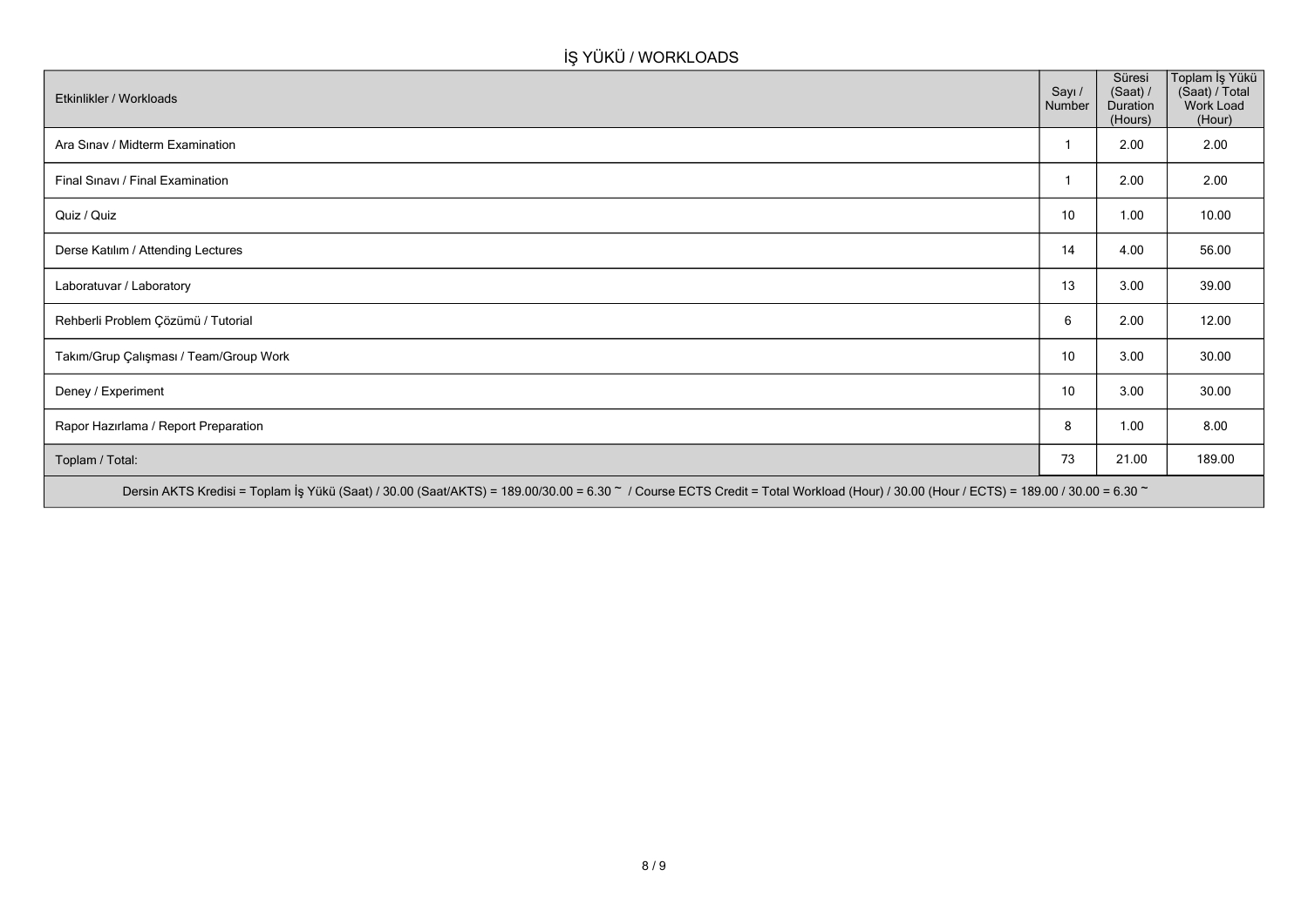## İŞ YÜKÜ / WORKLOADS

| Etkinlikler / Workloads | Sayı / Number | Süresi (Saat) / Duration (Hours) | Toplam İş Yükü (Saat) / Total Work Load (Hour) |
|---|---|---|---|
| Ara Sınav / Midterm Examination | 1 | 2.00 | 2.00 |
| Final Sınavı / Final Examination | 1 | 2.00 | 2.00 |
| Quiz / Quiz | 10 | 1.00 | 10.00 |
| Derse Katılım / Attending Lectures | 14 | 4.00 | 56.00 |
| Laboratuvar / Laboratory | 13 | 3.00 | 39.00 |
| Rehberli Problem Çözümü / Tutorial | 6 | 2.00 | 12.00 |
| Takım/Grup Çalışması / Team/Group Work | 10 | 3.00 | 30.00 |
| Deney / Experiment | 10 | 3.00 | 30.00 |
| Rapor Hazırlama / Report Preparation | 8 | 1.00 | 8.00 |
| Toplam / Total: | 73 | 21.00 | 189.00 |

Dersin AKTS Kredisi = Toplam İş Yükü (Saat) / 30.00 (Saat/AKTS) = 189.00/30.00 = 6.30 ~ / Course ECTS Credit = Total Workload (Hour) / 30.00 (Hour / ECTS) = 189.00 / 30.00 = 6.30 ~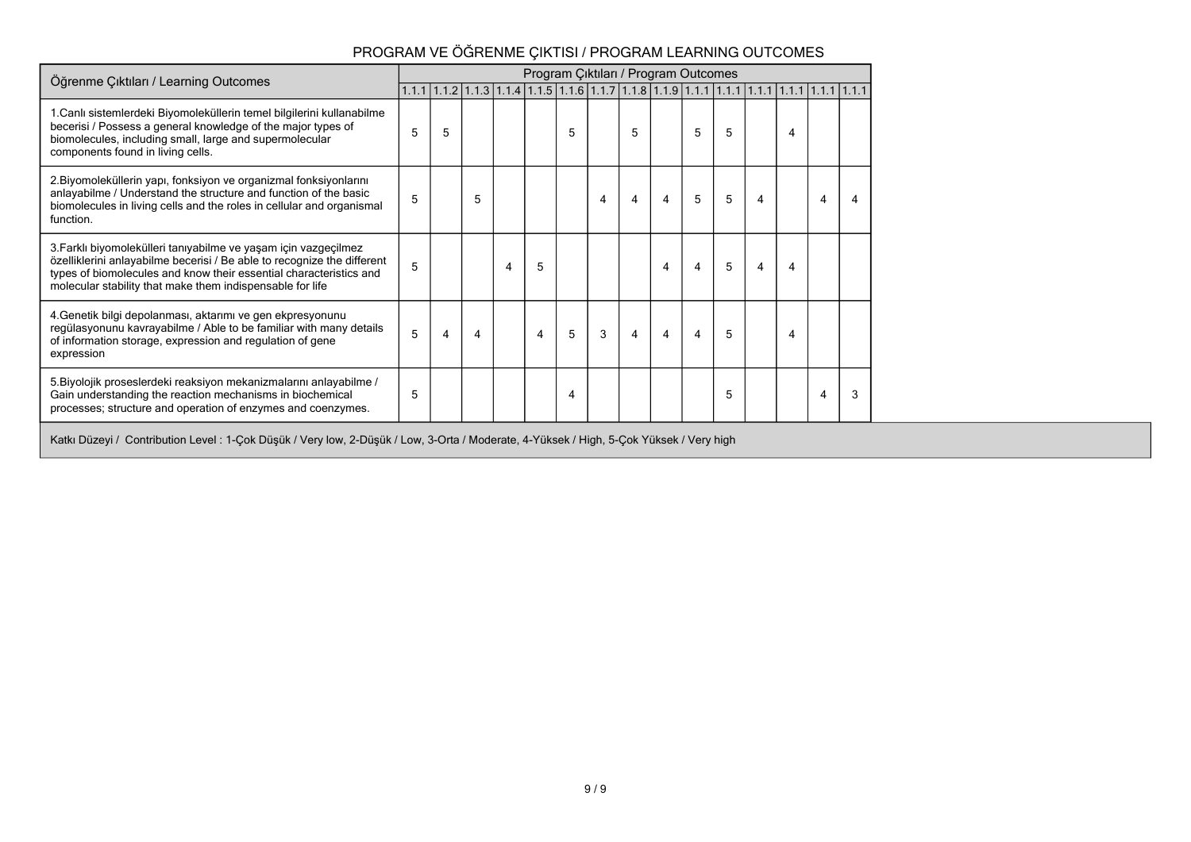# PROGRAM VE ÖĞRENME ÇIKTISI / PROGRAM LEARNING OUTCOMES

| Öğrenme Çıktıları / Learning Outcomes | Program Çıktıları / Program Outcomes | | | | | | | | | | | | | | |
|---|---|---|---|---|---|---|---|---|---|---|---|---|---|---|---|
| | 1.1.1 | 1.1.2 | 1.1.3 | 1.1.4 | 1.1.5 | 1.1.6 | 1.1.7 | 1.1.8 | 1.1.9 | 1.1.1 | 1.1.1 | 1.1.1 | 1.1.1 | 1.1.1 | 1.1.1 |
| 1.Canlı sistemlerdeki Biyomoleküllerin temel bilgilerini kullanabilme becerisi / Possess a general knowledge of the major types of biomolecules, including small, large and supermolecular components found in living cells. | 5 | 5 | | | | 5 | | 5 | | 5 | 5 | | 4 | | |
| 2.Biyomoleküllerin yapı, fonksiyon ve organizmal fonksiyonlarını anlayabilme / Understand the structure and function of the basic biomolecules in living cells and the roles in cellular and organismal function. | 5 | | 5 | | | | 4 | 4 | 4 | 5 | 5 | 4 | | 4 | 4 |
| 3.Farklı biyomolekülleri tanıyabilme ve yaşam için vazgeçilmez özelliklerini anlayabilme becerisi / Be able to recognize the different types of biomolecules and know their essential characteristics and molecular stability that make them indispensable for life | 5 | | | 4 | 5 | | | | 4 | 4 | 5 | 4 | 4 | | |
| 4.Genetik bilgi depolanması, aktarımı ve gen ekpresyonunu regülasyonunu kavrayabilme / Able to be familiar with many details of information storage, expression and regulation of gene expression | 5 | 4 | 4 | | 4 | 5 | 3 | 4 | 4 | 4 | 5 | | 4 | | |
| 5.Biyolojik proseslerdeki reaksiyon mekanizmalarını anlayabilme / Gain understanding the reaction mechanisms in biochemical processes; structure and operation of enzymes and coenzymes. | 5 | | | | | 4 | | | | | 5 | | | 4 | 3 |

Katkı Düzeyi / Contribution Level : 1-Çok Düşük / Very low, 2-Düşük / Low, 3-Orta / Moderate, 4-Yüksek / High, 5-Çok Yüksek / Very high